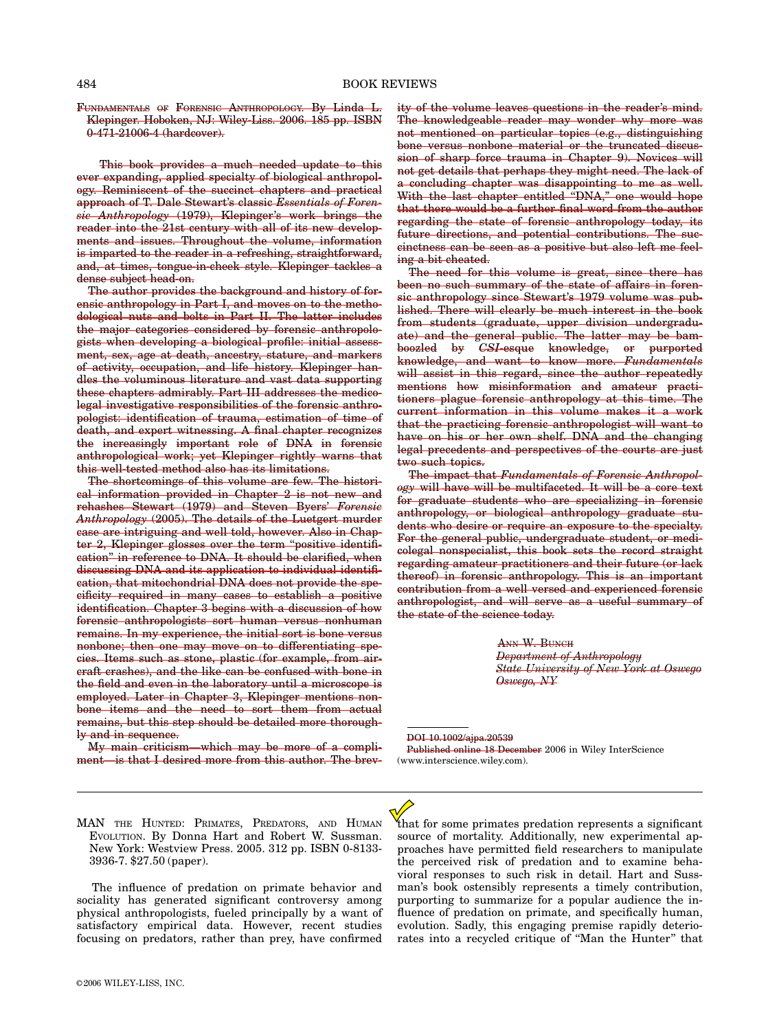FUNDAMENTALS OF FORENSIC ANTHROPOLOGY. By Linda L. Klepinger. Hoboken, NJ: Wiley-Liss. 2006. 185 pp. ISBN 0-471-21006-4 (hardcover).

This book provides a much needed update to this ever expanding, applied specialty of biological anthropology. Reminiscent of the succinct chapters and practical approach of T. Dale Stewart's classic *Essentials of Forensic Anthropology* (1979), Klepinger's work brings the reader into the 21st century with all of its new developments and issues. Throughout the volume, information is imparted to the reader in a refreshing, straightforward, and, at times, tongue-in-cheek style. Klepinger tackles a dense subject head-on.

The author provides the background and history of forensic anthropology in Part I, and moves on to the methodological nuts and bolts in Part II. The latter includes the major categories considered by forensic anthropologists when developing a biological profile: initial assessment, sex, age at death, ancestry, stature, and markers of activity, occupation, and life history. Klepinger handles the voluminous literature and vast data supporting these chapters admirably. Part III addresses the medicolegal investigative responsibilities of the forensic anthropologist: identification of trauma, estimation of time of death, and expert witnessing. A final chapter recognizes the increasingly important role of DNA in forensic anthropological work; yet Klepinger rightly warns that this well-tested method also has its limitations.

The shortcomings of this volume are few. The historical information provided in Chapter 2 is not new and rehashes Stewart (1979) and Steven Byers' *Forensic Anthropology* (2005). The details of the Luetgert murder case are intriguing and well told, however. Also in Chapter 2, Klepinger glosses over the term "positive identification" in reference to DNA. It should be clarified, when discussing DNA and its application to individual identification, that mitochondrial DNA does not provide the specificity required in many cases to establish a positive identification. Chapter 3 begins with a discussion of how forensic anthropologists sort human versus nonhuman remains. In my experience, the initial sort is bone versus nonbone; then one may move on to differentiating species. Items such as stone, plastic (for example, from aircraft crashes), and the like can be confused with bone in the field and even in the laboratory until a microscope is employed. Later in Chapter 3, Klepinger mentions nonbone items and the need to sort them from actual remains, but this step should be detailed more thoroughly and in sequence.

My main criticism—which may be more of a compliment—is that I desired more from this author. The brevity of the volume leaves questions in the reader's mind. The knowledgeable reader may wonder why more was not mentioned on particular topics (e.g., distinguishing bone versus nonbone material or the truncated discussion of sharp force trauma in Chapter 9). Novices will not get details that perhaps they might need. The lack of a concluding chapter was disappointing to me as well. With the last chapter entitled "DNA," one would hope that there would be a further final word from the author regarding the state of forensic anthropology today, its future directions, and potential contributions. The succinctness can be seen as a positive but also left me feeling a bit cheated.

The need for this volume is great, since there has been no such summary of the state of affairs in forensic anthropology since Stewart's 1979 volume was published. There will clearly be much interest in the book from students (graduate, upper division undergraduate) and the general public. The latter may be bamboozled by *CSI*-esque knowledge, or purported knowledge, and want to know more. *Fundamentals* will assist in this regard, since the author repeatedly mentions how misinformation and amateur practitioners plague forensic anthropology at this time. The current information in this volume makes it a work that the practicing forensic anthropologist will want to have on his or her own shelf. DNA and the changing legal precedents and perspectives of the courts are just two such topics.

The impact that *Fundamentals of Forensic Anthropology* will have will be multifaceted. It will be a core text for graduate students who are specializing in forensic anthropology, or biological anthropology graduate students who desire or require an exposure to the specialty. For the general public, undergraduate student, or medicolegal nonspecialist, this book sets the record straight regarding amateur practitioners and their future (or lack thereof) in forensic anthropology. This is an important contribution from a well versed and experienced forensic anthropologist, and will serve as a useful summary of the state of the science today.

ANN W. BUNCH
*Department of Anthropology*
*State University of New York at Oswego*
*Oswego, NY*

DOI 10.1002/ajpa.20539
Published online 18 December 2006 in Wiley InterScience (www.interscience.wiley.com).

---

MAN THE HUNTED: PRIMATES, PREDATORS, AND HUMAN EVOLUTION. By Donna Hart and Robert W. Sussman. New York: Westview Press. 2005. 312 pp. ISBN 0-8133-3936-7. $27.50 (paper).

The influence of predation on primate behavior and sociality has generated significant controversy among physical anthropologists, fueled principally by a want of satisfactory empirical data. However, recent studies focusing on predators, rather than prey, have confirmed that for some primates predation represents a significant source of mortality. Additionally, new experimental approaches have permitted field researchers to manipulate the perceived risk of predation and to examine behavioral responses to such risk in detail. Hart and Sussman's book ostensibly represents a timely contribution, purporting to summarize for a popular audience the influence of predation on primate, and specifically human, evolution. Sadly, this engaging premise rapidly deteriorates into a recycled critique of "Man the Hunter" that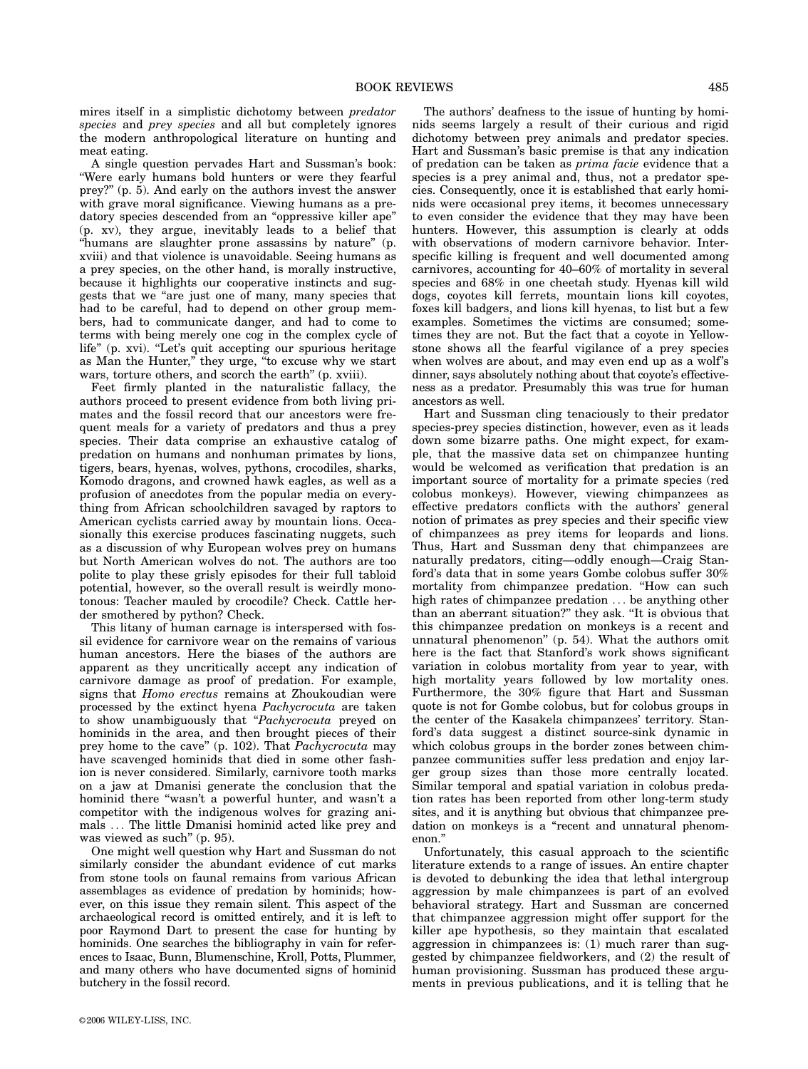mires itself in a simplistic dichotomy between *predator species* and *prey species* and all but completely ignores the modern anthropological literature on hunting and meat eating.

A single question pervades Hart and Sussman's book: "Were early humans bold hunters or were they fearful prey?" (p. 5). And early on the authors invest the answer with grave moral significance. Viewing humans as a predatory species descended from an "oppressive killer ape" (p. xv), they argue, inevitably leads to a belief that "humans are slaughter prone assassins by nature" (p. xviii) and that violence is unavoidable. Seeing humans as a prey species, on the other hand, is morally instructive, because it highlights our cooperative instincts and suggests that we "are just one of many, many species that had to be careful, had to depend on other group members, had to communicate danger, and had to come to terms with being merely one cog in the complex cycle of life" (p. xvi). "Let's quit accepting our spurious heritage as Man the Hunter," they urge, "to excuse why we start wars, torture others, and scorch the earth" (p. xviii).

Feet firmly planted in the naturalistic fallacy, the authors proceed to present evidence from both living primates and the fossil record that our ancestors were frequent meals for a variety of predators and thus a prey species. Their data comprise an exhaustive catalog of predation on humans and nonhuman primates by lions, tigers, bears, hyenas, wolves, pythons, crocodiles, sharks, Komodo dragons, and crowned hawk eagles, as well as a profusion of anecdotes from the popular media on everything from African schoolchildren savaged by raptors to American cyclists carried away by mountain lions. Occasionally this exercise produces fascinating nuggets, such as a discussion of why European wolves prey on humans but North American wolves do not. The authors are too polite to play these grisly episodes for their full tabloid potential, however, so the overall result is weirdly monotonous: Teacher mauled by crocodile? Check. Cattle herder smothered by python? Check.

This litany of human carnage is interspersed with fossil evidence for carnivore wear on the remains of various human ancestors. Here the biases of the authors are apparent as they uncritically accept any indication of carnivore damage as proof of predation. For example, signs that *Homo erectus* remains at Zhoukoudian were processed by the extinct hyena *Pachycrocuta* are taken to show unambiguously that "*Pachycrocuta* preyed on hominids in the area, and then brought pieces of their prey home to the cave" (p. 102). That *Pachycrocuta* may have scavenged hominids that died in some other fashion is never considered. Similarly, carnivore tooth marks on a jaw at Dmanisi generate the conclusion that the hominid there "wasn't a powerful hunter, and wasn't a competitor with the indigenous wolves for grazing animals ... The little Dmanisi hominid acted like prey and was viewed as such" (p. 95).

One might well question why Hart and Sussman do not similarly consider the abundant evidence of cut marks from stone tools on faunal remains from various African assemblages as evidence of predation by hominids; however, on this issue they remain silent. This aspect of the archaeological record is omitted entirely, and it is left to poor Raymond Dart to present the case for hunting by hominids. One searches the bibliography in vain for references to Isaac, Bunn, Blumenschine, Kroll, Potts, Plummer, and many others who have documented signs of hominid butchery in the fossil record.

The authors' deafness to the issue of hunting by hominids seems largely a result of their curious and rigid dichotomy between prey animals and predator species. Hart and Sussman's basic premise is that any indication of predation can be taken as *prima facie* evidence that a species is a prey animal and, thus, not a predator species. Consequently, once it is established that early hominids were occasional prey items, it becomes unnecessary to even consider the evidence that they may have been hunters. However, this assumption is clearly at odds with observations of modern carnivore behavior. Interspecific killing is frequent and well documented among carnivores, accounting for 40–60% of mortality in several species and 68% in one cheetah study. Hyenas kill wild dogs, coyotes kill ferrets, mountain lions kill coyotes, foxes kill badgers, and lions kill hyenas, to list but a few examples. Sometimes the victims are consumed; sometimes they are not. But the fact that a coyote in Yellowstone shows all the fearful vigilance of a prey species when wolves are about, and may even end up as a wolf's dinner, says absolutely nothing about that coyote's effectiveness as a predator. Presumably this was true for human ancestors as well.

Hart and Sussman cling tenaciously to their predator species-prey species distinction, however, even as it leads down some bizarre paths. One might expect, for example, that the massive data set on chimpanzee hunting would be welcomed as verification that predation is an important source of mortality for a primate species (red colobus monkeys). However, viewing chimpanzees as effective predators conflicts with the authors' general notion of primates as prey species and their specific view of chimpanzees as prey items for leopards and lions. Thus, Hart and Sussman deny that chimpanzees are naturally predators, citing—oddly enough—Craig Stanford's data that in some years Gombe colobus suffer 30% mortality from chimpanzee predation. "How can such high rates of chimpanzee predation ... be anything other than an aberrant situation?" they ask. "It is obvious that this chimpanzee predation on monkeys is a recent and unnatural phenomenon" (p. 54). What the authors omit here is the fact that Stanford's work shows significant variation in colobus mortality from year to year, with high mortality years followed by low mortality ones. Furthermore, the 30% figure that Hart and Sussman quote is not for Gombe colobus, but for colobus groups in the center of the Kasakela chimpanzees' territory. Stanford's data suggest a distinct source-sink dynamic in which colobus groups in the border zones between chimpanzee communities suffer less predation and enjoy larger group sizes than those more centrally located. Similar temporal and spatial variation in colobus predation rates has been reported from other long-term study sites, and it is anything but obvious that chimpanzee predation on monkeys is a "recent and unnatural phenomenon."

Unfortunately, this casual approach to the scientific literature extends to a range of issues. An entire chapter is devoted to debunking the idea that lethal intergroup aggression by male chimpanzees is part of an evolved behavioral strategy. Hart and Sussman are concerned that chimpanzee aggression might offer support for the killer ape hypothesis, so they maintain that escalated aggression in chimpanzees is: (1) much rarer than suggested by chimpanzee fieldworkers, and (2) the result of human provisioning. Sussman has produced these arguments in previous publications, and it is telling that he